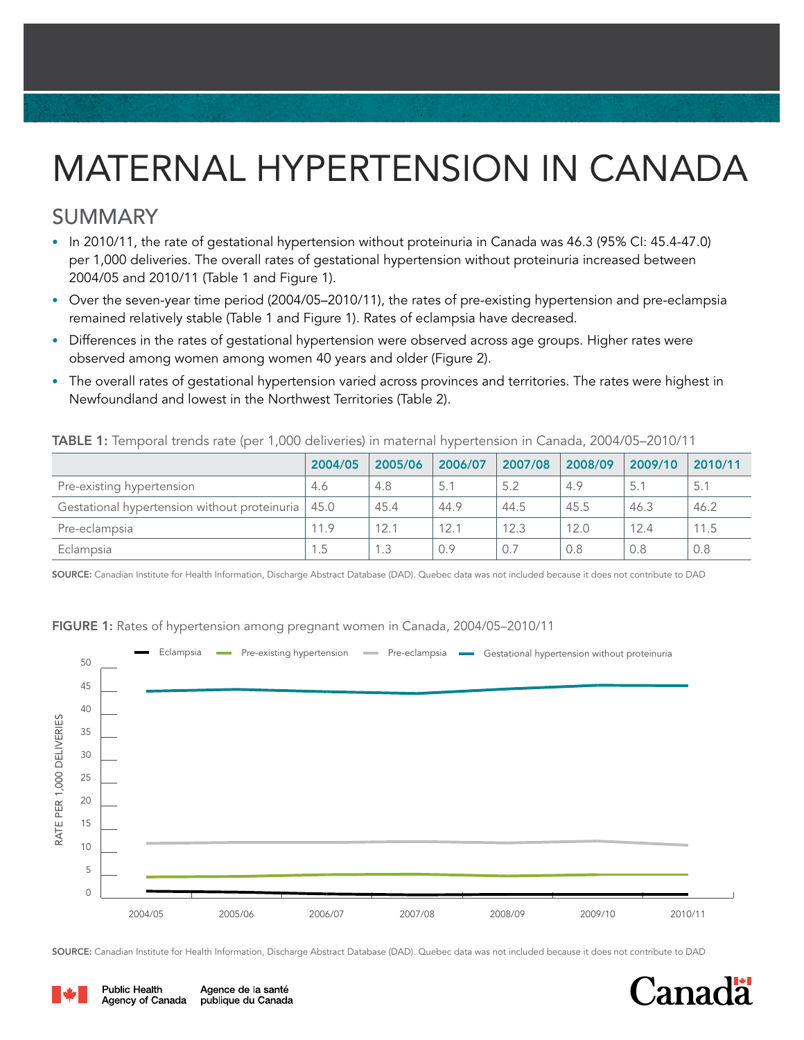# MATERNAL HYPERTENSION IN CANADA

## SUMMARY

- In 2010/11, the rate of gestational hypertension without proteinuria in Canada was 46.3 (95% CI: 45.4-47.0) per 1,000 deliveries. The overall rates of gestational hypertension without proteinuria increased between 2004/05 and 2010/11 (Table 1 and Figure 1).
- Over the seven-year time period (2004/05–2010/11), the rates of pre-existing hypertension and pre-eclampsia remained relatively stable (Table 1 and Figure 1). Rates of eclampsia have decreased.
- Differences in the rates of gestational hypertension were observed across age groups. Higher rates were observed among women among women 40 years and older (Figure 2).
- The overall rates of gestational hypertension varied across provinces and territories. The rates were highest in Newfoundland and lowest in the Northwest Territories (Table 2).

**TABLE 1:** Temporal trends rate (per 1,000 deliveries) in maternal hypertension in Canada, 2004/05–2010/11

| | 2004/05 | 2005/06 | 2006/07 | 2007/08 | 2008/09 | 2009/10 | 2010/11 |
|---|---|---|---|---|---|---|---|
| Pre-existing hypertension | 4.6 | 4.8 | 5.1 | 5.2 | 4.9 | 5.1 | 5.1 |
| Gestational hypertension without proteinuria | 45.0 | 45.4 | 44.9 | 44.5 | 45.5 | 46.3 | 46.2 |
| Pre-eclampsia | 11.9 | 12.1 | 12.1 | 12.3 | 12.0 | 12.4 | 11.5 |
| Eclampsia | 1.5 | 1.3 | 0.9 | 0.7 | 0.8 | 0.8 | 0.8 |

**SOURCE:** Canadian Institute for Health Information, Discharge Abstract Database (DAD). Quebec data was not included because it does not contribute to DAD

**FIGURE 1:** Rates of hypertension among pregnant women in Canada, 2004/05–2010/11

**SOURCE:** Canadian Institute for Health Information, Discharge Abstract Database (DAD). Quebec data was not included because it does not contribute to DAD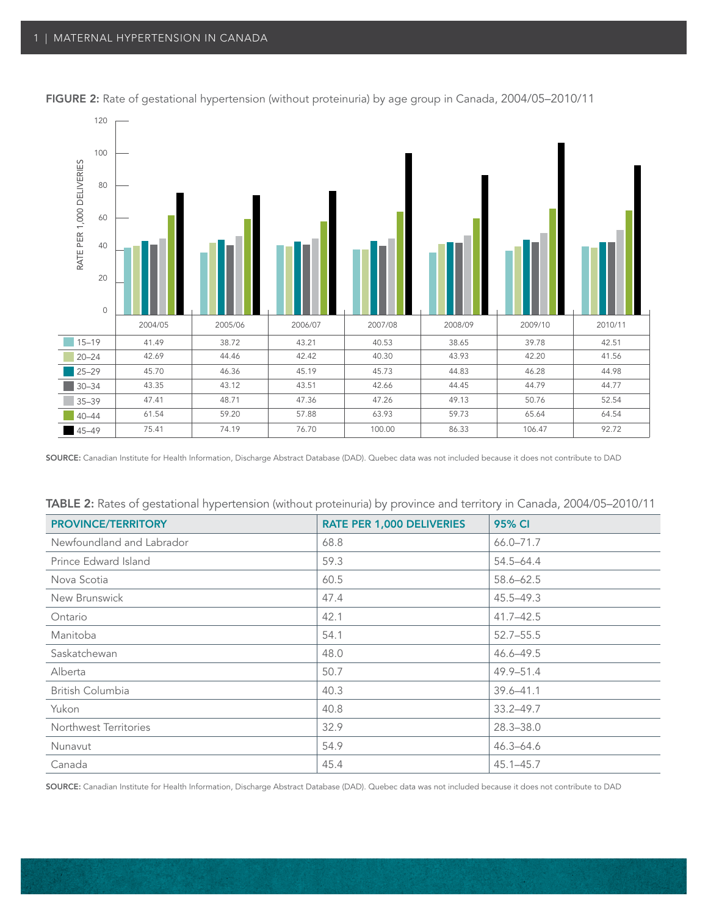**FIGURE 2:** Rate of gestational hypertension (without proteinuria) by age group in Canada, 2004/05–2010/11

| | 2004/05 | 2005/06 | 2006/07 | 2007/08 | 2008/09 | 2009/10 | 2010/11 |
|---|---|---|---|---|---|---|---|
| 15–19 | 41.49 | 38.72 | 43.21 | 40.53 | 38.65 | 39.78 | 42.51 |
| 20–24 | 42.69 | 44.46 | 42.42 | 40.30 | 43.93 | 42.20 | 41.56 |
| 25–29 | 45.70 | 46.36 | 45.19 | 45.73 | 44.83 | 46.28 | 44.98 |
| 30–34 | 43.35 | 43.12 | 43.51 | 42.66 | 44.45 | 44.79 | 44.77 |
| 35–39 | 47.41 | 48.71 | 47.36 | 47.26 | 49.13 | 50.76 | 52.54 |
| 40–44 | 61.54 | 59.20 | 57.88 | 63.93 | 59.73 | 65.64 | 64.54 |
| 45–49 | 75.41 | 74.19 | 76.70 | 100.00 | 86.33 | 106.47 | 92.72 |

RATE PER 1,000 DELIVERIES

**SOURCE:** Canadian Institute for Health Information, Discharge Abstract Database (DAD). Quebec data was not included because it does not contribute to DAD

**TABLE 2:** Rates of gestational hypertension (without proteinuria) by province and territory in Canada, 2004/05–2010/11

| PROVINCE/TERRITORY | RATE PER 1,000 DELIVERIES | 95% CI |
|---|---|---|
| Newfoundland and Labrador | 68.8 | 66.0–71.7 |
| Prince Edward Island | 59.3 | 54.5–64.4 |
| Nova Scotia | 60.5 | 58.6–62.5 |
| New Brunswick | 47.4 | 45.5–49.3 |
| Ontario | 42.1 | 41.7–42.5 |
| Manitoba | 54.1 | 52.7–55.5 |
| Saskatchewan | 48.0 | 46.6–49.5 |
| Alberta | 50.7 | 49.9–51.4 |
| British Columbia | 40.3 | 39.6–41.1 |
| Yukon | 40.8 | 33.2–49.7 |
| Northwest Territories | 32.9 | 28.3–38.0 |
| Nunavut | 54.9 | 46.3–64.6 |
| Canada | 45.4 | 45.1–45.7 |

**SOURCE:** Canadian Institute for Health Information, Discharge Abstract Database (DAD). Quebec data was not included because it does not contribute to DAD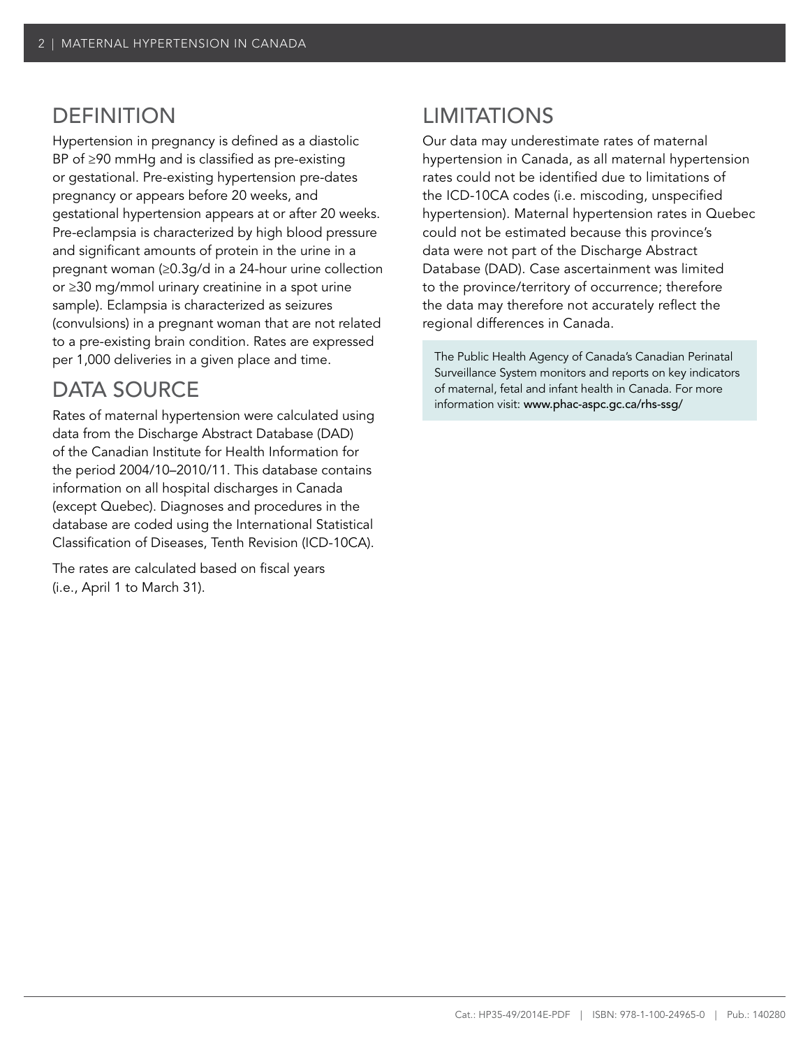## DEFINITION

Hypertension in pregnancy is defined as a diastolic BP of ≥90 mmHg and is classified as pre-existing or gestational. Pre-existing hypertension pre-dates pregnancy or appears before 20 weeks, and gestational hypertension appears at or after 20 weeks. Pre-eclampsia is characterized by high blood pressure and significant amounts of protein in the urine in a pregnant woman (≥0.3g/d in a 24-hour urine collection or ≥30 mg/mmol urinary creatinine in a spot urine sample). Eclampsia is characterized as seizures (convulsions) in a pregnant woman that are not related to a pre-existing brain condition. Rates are expressed per 1,000 deliveries in a given place and time.

## DATA SOURCE

Rates of maternal hypertension were calculated using data from the Discharge Abstract Database (DAD) of the Canadian Institute for Health Information for the period 2004/10–2010/11. This database contains information on all hospital discharges in Canada (except Quebec). Diagnoses and procedures in the database are coded using the International Statistical Classification of Diseases, Tenth Revision (ICD-10CA).

The rates are calculated based on fiscal years (i.e., April 1 to March 31).

## LIMITATIONS

Our data may underestimate rates of maternal hypertension in Canada, as all maternal hypertension rates could not be identified due to limitations of the ICD-10CA codes (i.e. miscoding, unspecified hypertension). Maternal hypertension rates in Quebec could not be estimated because this province's data were not part of the Discharge Abstract Database (DAD). Case ascertainment was limited to the province/territory of occurrence; therefore the data may therefore not accurately reflect the regional differences in Canada.

The Public Health Agency of Canada's Canadian Perinatal Surveillance System monitors and reports on key indicators of maternal, fetal and infant health in Canada. For more information visit: www.phac-aspc.gc.ca/rhs-ssg/

Cat.: HP35-49/2014E-PDF | ISBN: 978-1-100-24965-0 | Pub.: 140280